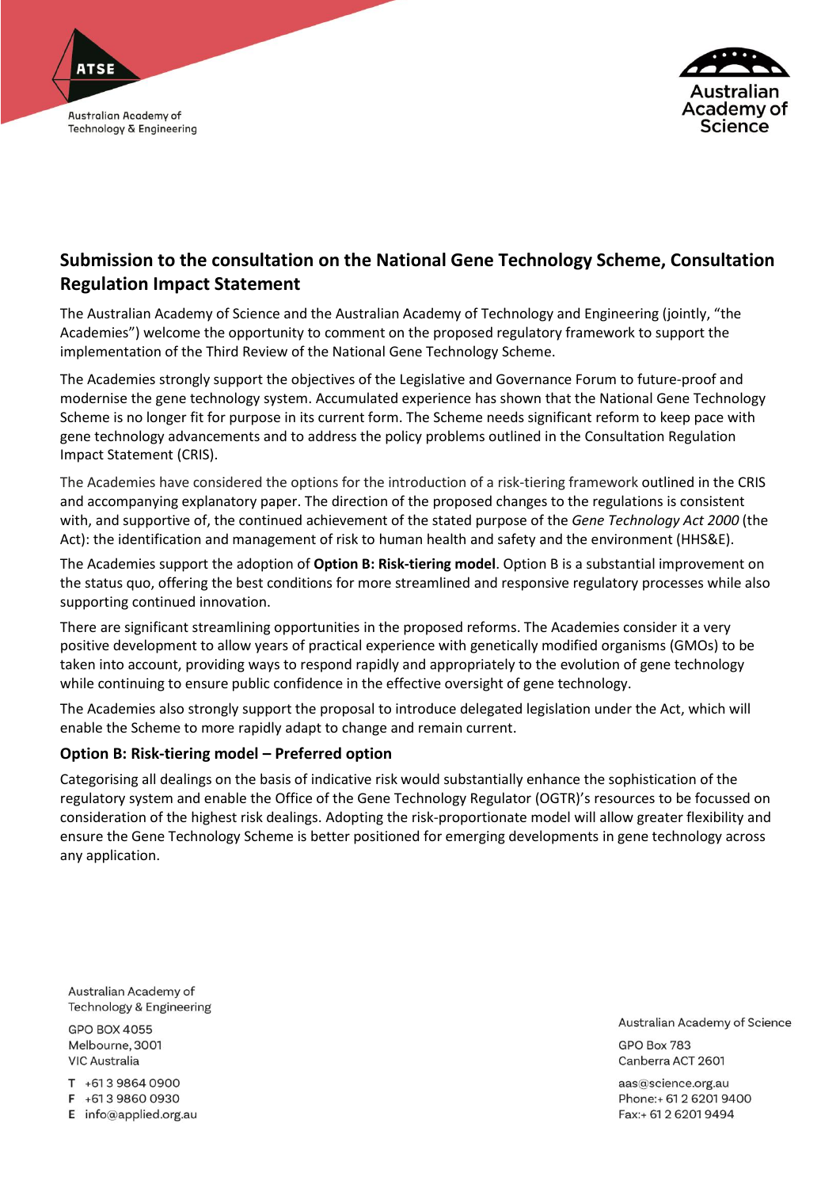# Submission to the consultation on the National Gene Technology Scheme, Consultation Regulation Impact Statement

The Australian Academy of Science and the Australian Academy of Technology and Engineering (jointly, "the Academies") welcome the opportunity to comment on the proposed regulatory framework to support the implementation of the Third Review of the National Gene Technology Scheme.

The Academies strongly support the objectives of the Legislative and Governance Forum to future-proof and modernise the gene technology system. Accumulated experience has shown that the National Gene Technology Scheme is no longer fit for purpose in its current form. The Scheme needs significant reform to keep pace with gene technology advancements and to address the policy problems outlined in the Consultation Regulation Impact Statement (CRIS).

The Academies have considered the options for the introduction of a risk-tiering framework outlined in the CRIS and accompanying explanatory paper. The direction of the proposed changes to the regulations is consistent with, and supportive of, the continued achievement of the stated purpose of the *Gene Technology Act 2000* (the Act): the identification and management of risk to human health and safety and the environment (HHS&E).

The Academies support the adoption of **Option B: Risk-tiering model**. Option B is a substantial improvement on the status quo, offering the best conditions for more streamlined and responsive regulatory processes while also supporting continued innovation.

There are significant streamlining opportunities in the proposed reforms. The Academies consider it a very positive development to allow years of practical experience with genetically modified organisms (GMOs) to be taken into account, providing ways to respond rapidly and appropriately to the evolution of gene technology while continuing to ensure public confidence in the effective oversight of gene technology.

The Academies also strongly support the proposal to introduce delegated legislation under the Act, which will enable the Scheme to more rapidly adapt to change and remain current.

### Option B: Risk-tiering model – Preferred option

Categorising all dealings on the basis of indicative risk would substantially enhance the sophistication of the regulatory system and enable the Office of the Gene Technology Regulator (OGTR)'s resources to be focussed on consideration of the highest risk dealings. Adopting the risk-proportionate model will allow greater flexibility and ensure the Gene Technology Scheme is better positioned for emerging developments in gene technology across any application.

Australian Academy of Technology & Engineering
GPO BOX 4055
Melbourne, 3001
VIC Australia
T +61 3 9864 0900
F +61 3 9860 0930
E info@applied.org.au

Australian Academy of Science
GPO Box 783
Canberra ACT 2601
aas@science.org.au
Phone:+ 61 2 6201 9400
Fax:+ 61 2 6201 9494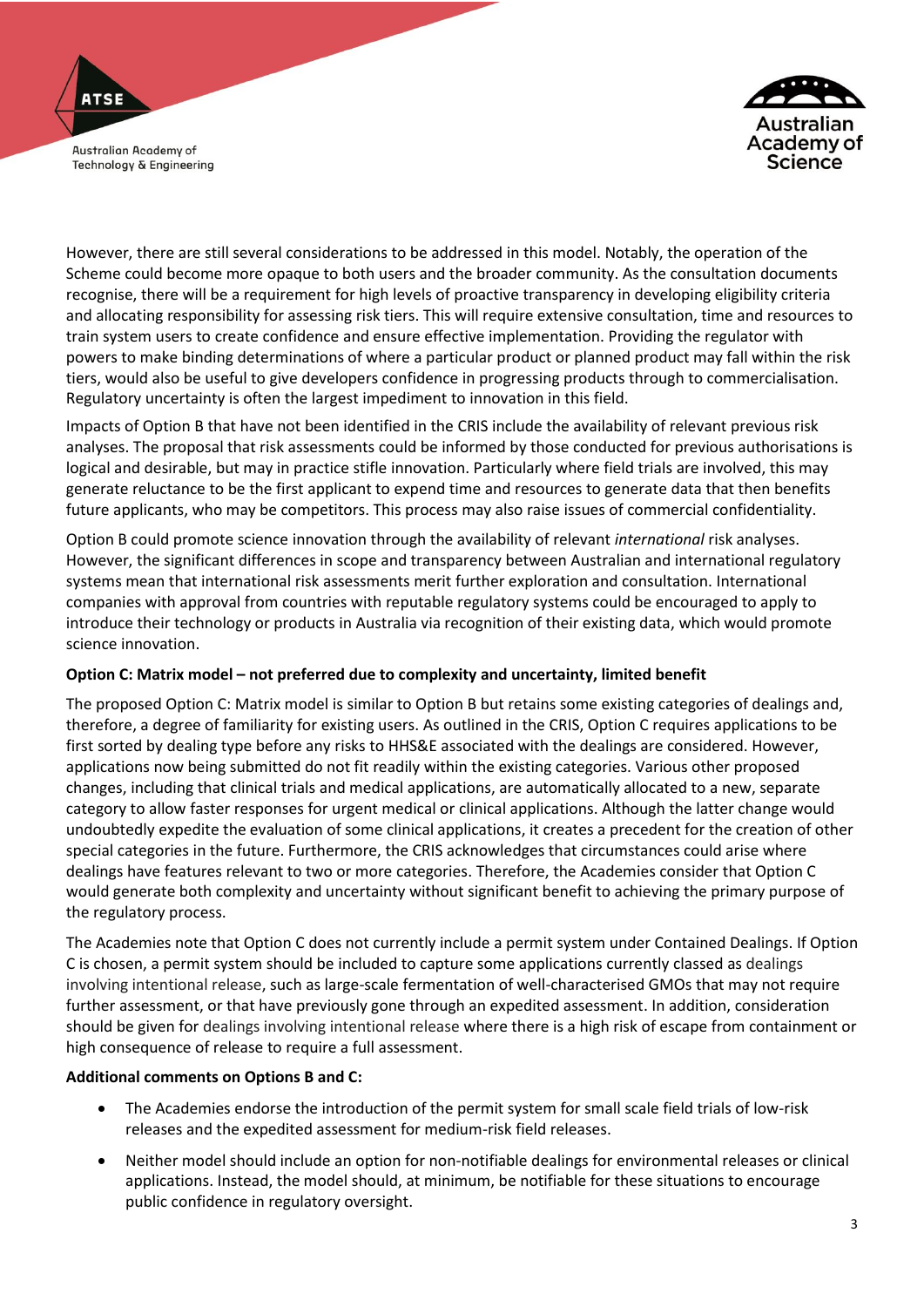However, there are still several considerations to be addressed in this model. Notably, the operation of the Scheme could become more opaque to both users and the broader community. As the consultation documents recognise, there will be a requirement for high levels of proactive transparency in developing eligibility criteria and allocating responsibility for assessing risk tiers. This will require extensive consultation, time and resources to train system users to create confidence and ensure effective implementation. Providing the regulator with powers to make binding determinations of where a particular product or planned product may fall within the risk tiers, would also be useful to give developers confidence in progressing products through to commercialisation. Regulatory uncertainty is often the largest impediment to innovation in this field.

Impacts of Option B that have not been identified in the CRIS include the availability of relevant previous risk analyses. The proposal that risk assessments could be informed by those conducted for previous authorisations is logical and desirable, but may in practice stifle innovation. Particularly where field trials are involved, this may generate reluctance to be the first applicant to expend time and resources to generate data that then benefits future applicants, who may be competitors. This process may also raise issues of commercial confidentiality.

Option B could promote science innovation through the availability of relevant *international* risk analyses. However, the significant differences in scope and transparency between Australian and international regulatory systems mean that international risk assessments merit further exploration and consultation. International companies with approval from countries with reputable regulatory systems could be encouraged to apply to introduce their technology or products in Australia via recognition of their existing data, which would promote science innovation.

**Option C: Matrix model – not preferred due to complexity and uncertainty, limited benefit**

The proposed Option C: Matrix model is similar to Option B but retains some existing categories of dealings and, therefore, a degree of familiarity for existing users. As outlined in the CRIS, Option C requires applications to be first sorted by dealing type before any risks to HHS&E associated with the dealings are considered. However, applications now being submitted do not fit readily within the existing categories. Various other proposed changes, including that clinical trials and medical applications, are automatically allocated to a new, separate category to allow faster responses for urgent medical or clinical applications. Although the latter change would undoubtedly expedite the evaluation of some clinical applications, it creates a precedent for the creation of other special categories in the future. Furthermore, the CRIS acknowledges that circumstances could arise where dealings have features relevant to two or more categories. Therefore, the Academies consider that Option C would generate both complexity and uncertainty without significant benefit to achieving the primary purpose of the regulatory process.

The Academies note that Option C does not currently include a permit system under Contained Dealings. If Option C is chosen, a permit system should be included to capture some applications currently classed as dealings involving intentional release, such as large-scale fermentation of well-characterised GMOs that may not require further assessment, or that have previously gone through an expedited assessment. In addition, consideration should be given for dealings involving intentional release where there is a high risk of escape from containment or high consequence of release to require a full assessment.

**Additional comments on Options B and C:**

- The Academies endorse the introduction of the permit system for small scale field trials of low-risk releases and the expedited assessment for medium-risk field releases.
- Neither model should include an option for non-notifiable dealings for environmental releases or clinical applications. Instead, the model should, at minimum, be notifiable for these situations to encourage public confidence in regulatory oversight.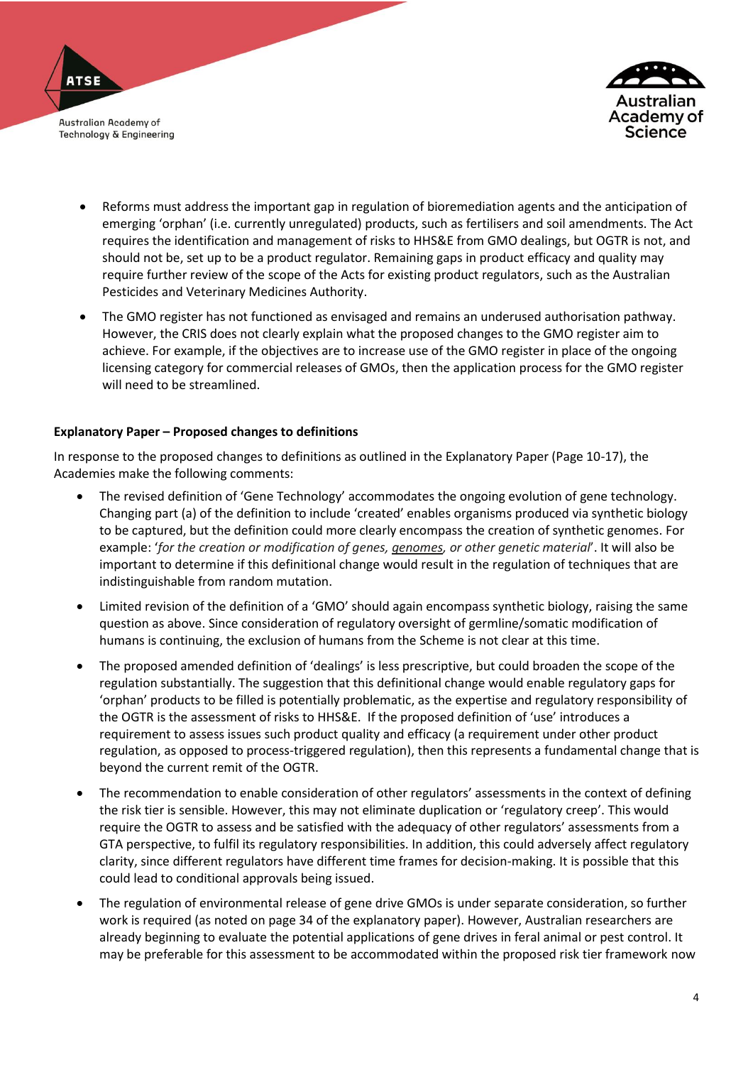- Reforms must address the important gap in regulation of bioremediation agents and the anticipation of emerging 'orphan' (i.e. currently unregulated) products, such as fertilisers and soil amendments. The Act requires the identification and management of risks to HHS&E from GMO dealings, but OGTR is not, and should not be, set up to be a product regulator. Remaining gaps in product efficacy and quality may require further review of the scope of the Acts for existing product regulators, such as the Australian Pesticides and Veterinary Medicines Authority.
- The GMO register has not functioned as envisaged and remains an underused authorisation pathway. However, the CRIS does not clearly explain what the proposed changes to the GMO register aim to achieve. For example, if the objectives are to increase use of the GMO register in place of the ongoing licensing category for commercial releases of GMOs, then the application process for the GMO register will need to be streamlined.

**Explanatory Paper – Proposed changes to definitions**

In response to the proposed changes to definitions as outlined in the Explanatory Paper (Page 10-17), the Academies make the following comments:

- The revised definition of 'Gene Technology' accommodates the ongoing evolution of gene technology. Changing part (a) of the definition to include 'created' enables organisms produced via synthetic biology to be captured, but the definition could more clearly encompass the creation of synthetic genomes. For example: '*for the creation or modification of genes, <u>genomes</u>, or other genetic material*'. It will also be important to determine if this definitional change would result in the regulation of techniques that are indistinguishable from random mutation.
- Limited revision of the definition of a 'GMO' should again encompass synthetic biology, raising the same question as above. Since consideration of regulatory oversight of germline/somatic modification of humans is continuing, the exclusion of humans from the Scheme is not clear at this time.
- The proposed amended definition of 'dealings' is less prescriptive, but could broaden the scope of the regulation substantially. The suggestion that this definitional change would enable regulatory gaps for 'orphan' products to be filled is potentially problematic, as the expertise and regulatory responsibility of the OGTR is the assessment of risks to HHS&E. If the proposed definition of 'use' introduces a requirement to assess issues such product quality and efficacy (a requirement under other product regulation, as opposed to process-triggered regulation), then this represents a fundamental change that is beyond the current remit of the OGTR.
- The recommendation to enable consideration of other regulators' assessments in the context of defining the risk tier is sensible. However, this may not eliminate duplication or 'regulatory creep'. This would require the OGTR to assess and be satisfied with the adequacy of other regulators' assessments from a GTA perspective, to fulfil its regulatory responsibilities. In addition, this could adversely affect regulatory clarity, since different regulators have different time frames for decision-making. It is possible that this could lead to conditional approvals being issued.
- The regulation of environmental release of gene drive GMOs is under separate consideration, so further work is required (as noted on page 34 of the explanatory paper). However, Australian researchers are already beginning to evaluate the potential applications of gene drives in feral animal or pest control. It may be preferable for this assessment to be accommodated within the proposed risk tier framework now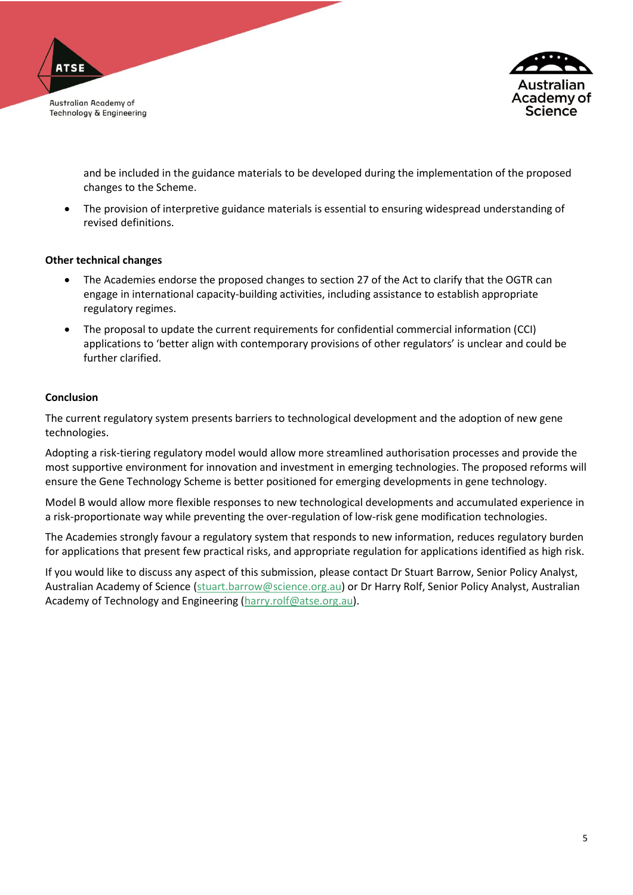and be included in the guidance materials to be developed during the implementation of the proposed changes to the Scheme.

- The provision of interpretive guidance materials is essential to ensuring widespread understanding of revised definitions.

**Other technical changes**

- The Academies endorse the proposed changes to section 27 of the Act to clarify that the OGTR can engage in international capacity-building activities, including assistance to establish appropriate regulatory regimes.
- The proposal to update the current requirements for confidential commercial information (CCI) applications to 'better align with contemporary provisions of other regulators' is unclear and could be further clarified.

**Conclusion**

The current regulatory system presents barriers to technological development and the adoption of new gene technologies.

Adopting a risk-tiering regulatory model would allow more streamlined authorisation processes and provide the most supportive environment for innovation and investment in emerging technologies. The proposed reforms will ensure the Gene Technology Scheme is better positioned for emerging developments in gene technology.

Model B would allow more flexible responses to new technological developments and accumulated experience in a risk-proportionate way while preventing the over-regulation of low-risk gene modification technologies.

The Academies strongly favour a regulatory system that responds to new information, reduces regulatory burden for applications that present few practical risks, and appropriate regulation for applications identified as high risk.

If you would like to discuss any aspect of this submission, please contact Dr Stuart Barrow, Senior Policy Analyst, Australian Academy of Science (stuart.barrow@science.org.au) or Dr Harry Rolf, Senior Policy Analyst, Australian Academy of Technology and Engineering (harry.rolf@atse.org.au).